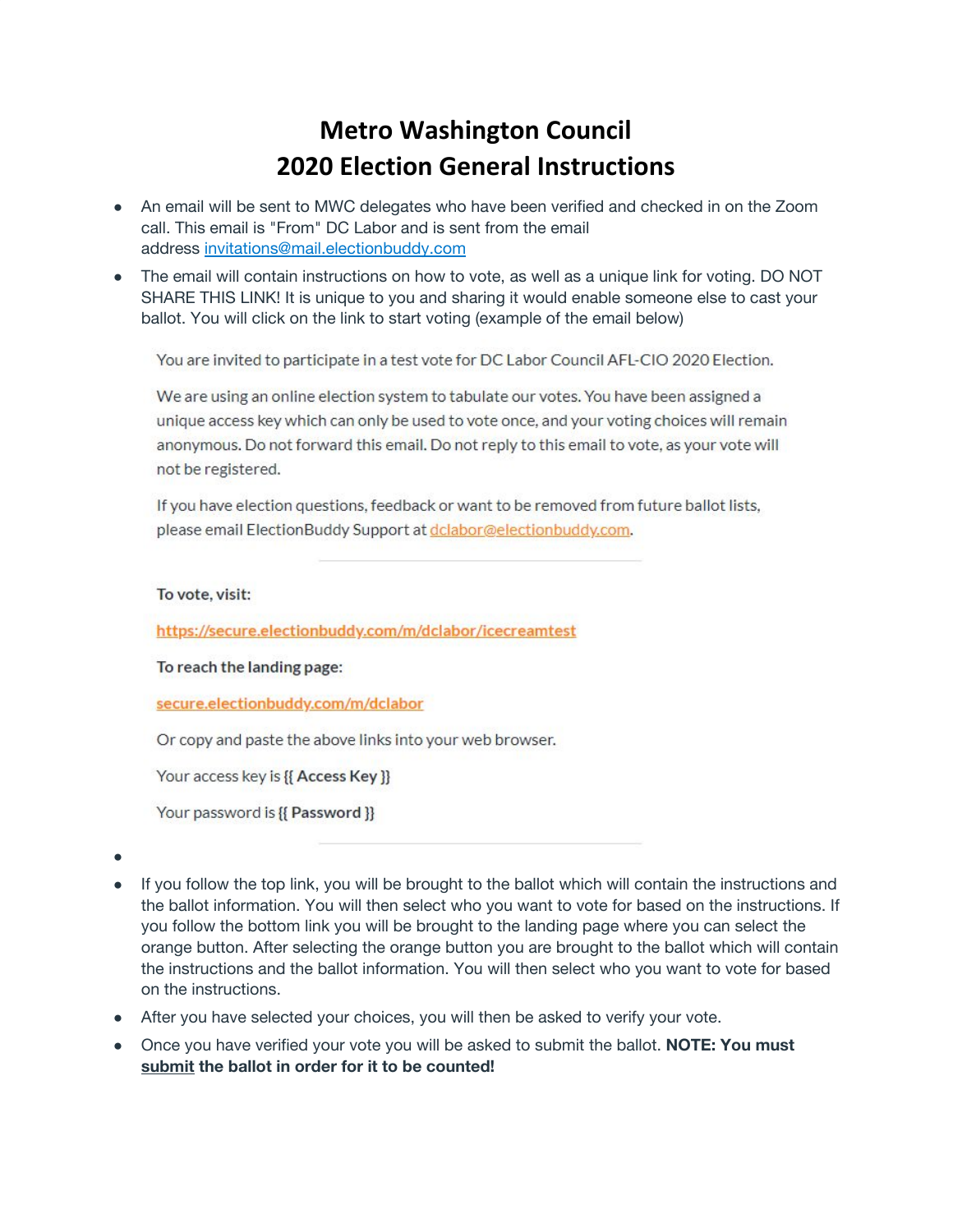# Metro Washington Council
# 2020 Election General Instructions

- An email will be sent to MWC delegates who have been verified and checked in on the Zoom call. This email is "From" DC Labor and is sent from the email address invitations@mail.electionbuddy.com
- The email will contain instructions on how to vote, as well as a unique link for voting. DO NOT SHARE THIS LINK! It is unique to you and sharing it would enable someone else to cast your ballot. You will click on the link to start voting (example of the email below)

> You are invited to participate in a test vote for DC Labor Council AFL-CIO 2020 Election.
>
> We are using an online election system to tabulate our votes. You have been assigned a unique access key which can only be used to vote once, and your voting choices will remain anonymous. Do not forward this email. Do not reply to this email to vote, as your vote will not be registered.
>
> If you have election questions, feedback or want to be removed from future ballot lists, please email ElectionBuddy Support at dclabor@electionbuddy.com.
>
> ---
>
> **To vote, visit:**
>
> https://secure.electionbuddy.com/m/dclabor/icecreamtest
>
> **To reach the landing page:**
>
> secure.electionbuddy.com/m/dclabor
>
> Or copy and paste the above links into your web browser.
>
> Your access key is {{ **Access Key** }}
>
> Your password is {{ **Password** }}
>
> ---

- If you follow the top link, you will be brought to the ballot which will contain the instructions and the ballot information. You will then select who you want to vote for based on the instructions. If you follow the bottom link you will be brought to the landing page where you can select the orange button. After selecting the orange button you are brought to the ballot which will contain the instructions and the ballot information. You will then select who you want to vote for based on the instructions.
- After you have selected your choices, you will then be asked to verify your vote.
- Once you have verified your vote you will be asked to submit the ballot. **NOTE: You must <u>submit</u> the ballot in order for it to be counted!**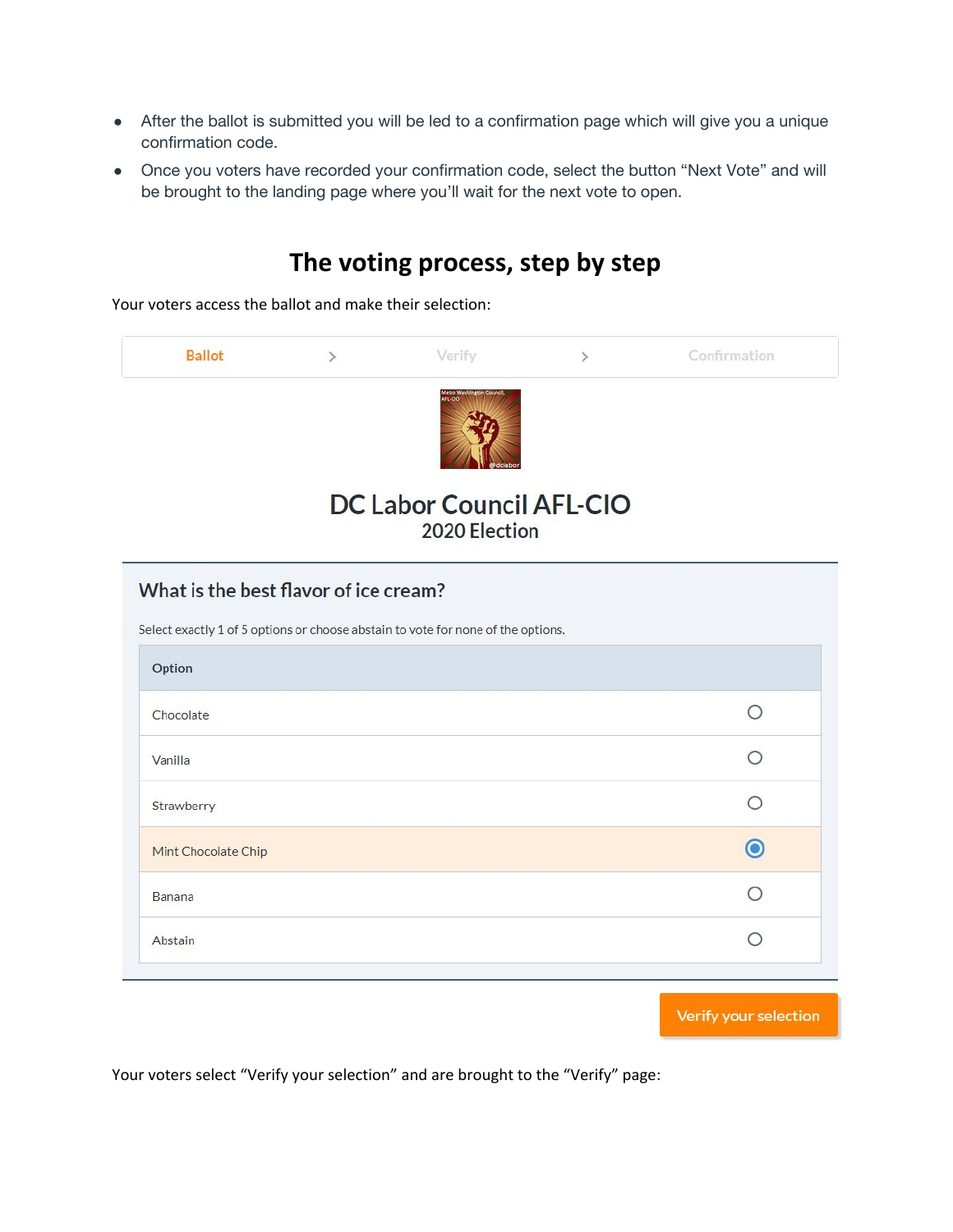- After the ballot is submitted you will be led to a confirmation page which will give you a unique confirmation code.
- Once you voters have recorded your confirmation code, select the button "Next Vote" and will be brought to the landing page where you'll wait for the next vote to open.

## The voting process, step by step

Your voters access the ballot and make their selection:

Ballot > Verify > Confirmation

Metro Washington Council, AFL-CIO

@dclabor

# DC Labor Council AFL-CIO

2020 Election

### What is the best flavor of ice cream?

Select exactly 1 of 5 options or choose abstain to vote for none of the options.

| Option | |
|---|---|
| Chocolate | ○ |
| Vanilla | ○ |
| Strawberry | ○ |
| Mint Chocolate Chip | ◉ |
| Banana | ○ |
| Abstain | ○ |

Verify your selection

Your voters select "Verify your selection" and are brought to the "Verify" page: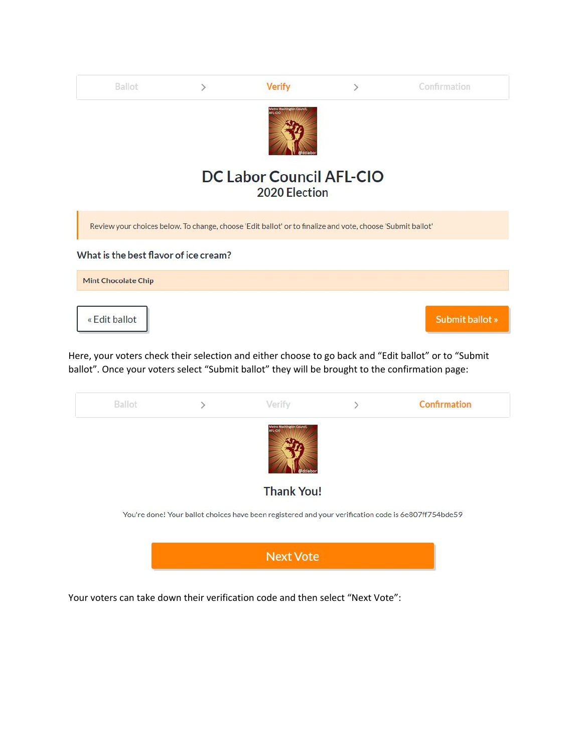Ballot > **Verify** > Confirmation

## DC Labor Council AFL-CIO
2020 Election

Review your choices below. To change, choose 'Edit ballot' or to finalize and vote, choose 'Submit ballot'

**What is the best flavor of ice cream?**

Mint Chocolate Chip

« Edit ballot        Submit ballot »

Here, your voters check their selection and either choose to go back and "Edit ballot" or to "Submit ballot". Once your voters select "Submit ballot" they will be brought to the confirmation page:

Ballot > Verify > **Confirmation**

### Thank You!

You're done! Your ballot choices have been registered and your verification code is 6e807ff754bde59

Next Vote

Your voters can take down their verification code and then select "Next Vote":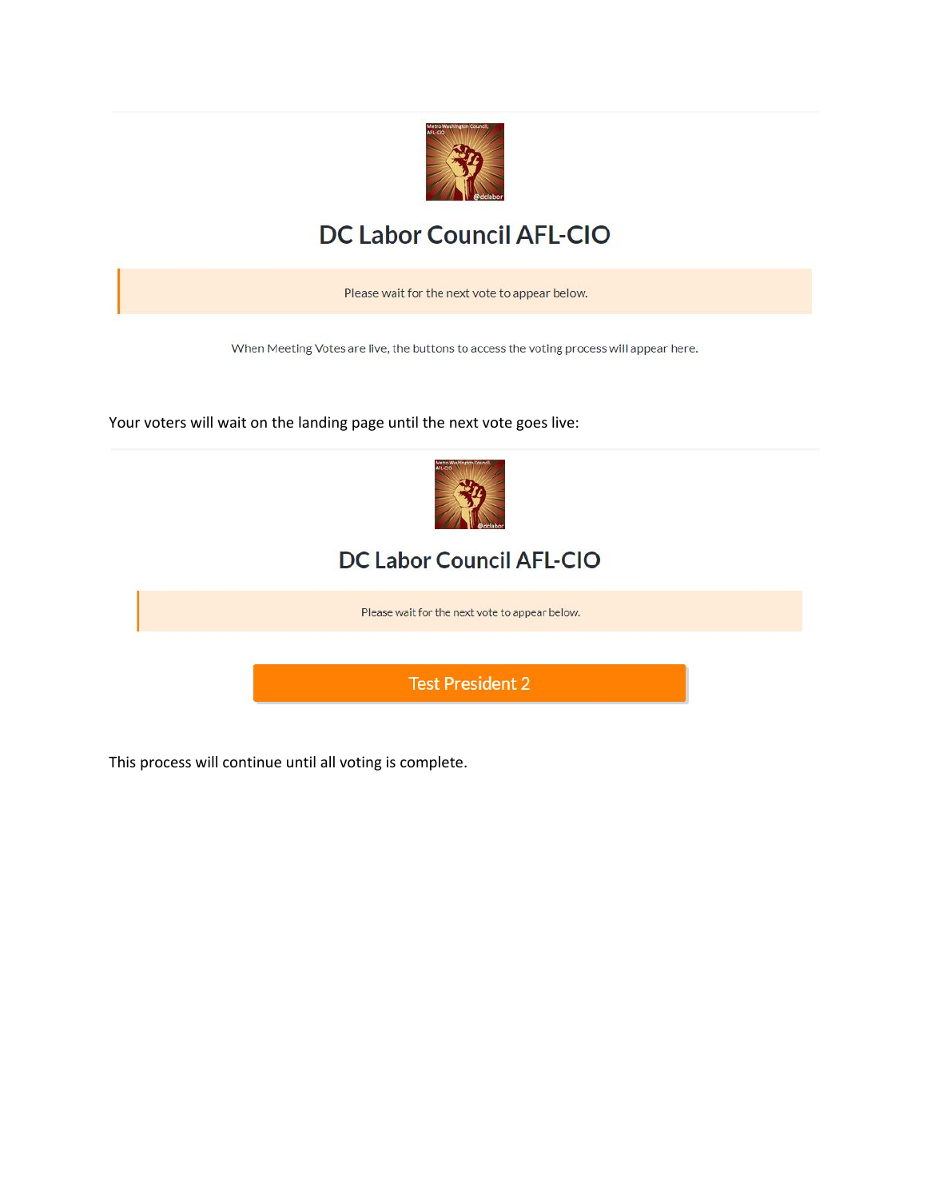DC Labor Council AFL-CIO

Please wait for the next vote to appear below.

When Meeting Votes are live, the buttons to access the voting process will appear here.

Your voters will wait on the landing page until the next vote goes live:

DC Labor Council AFL-CIO

Please wait for the next vote to appear below.

Test President 2

This process will continue until all voting is complete.